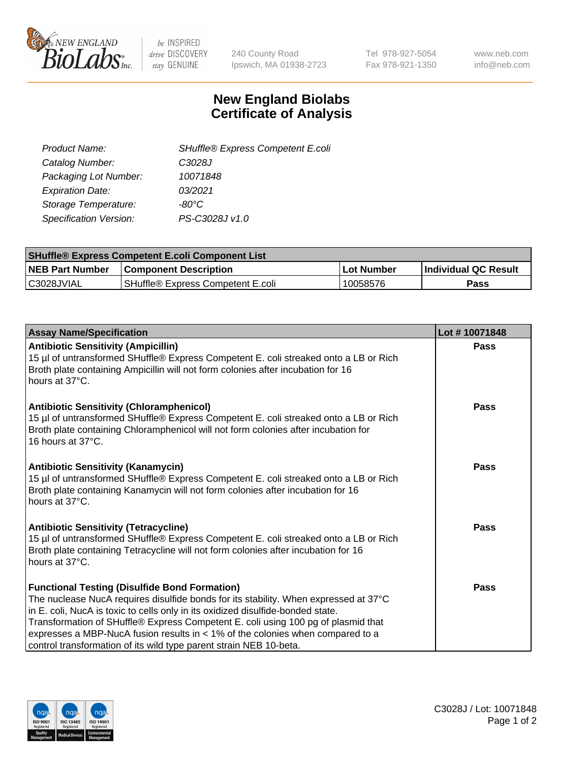240 County Road
Ipswich, MA 01938-2723

Tel 978-927-5054
Fax 978-921-1350

www.neb.com
info@neb.com

# New England Biolabs
# Certificate of Analysis

| | |
|---|---|
| *Product Name:* | *SHuffle® Express Competent E.coli* |
| *Catalog Number:* | *C3028J* |
| *Packaging Lot Number:* | *10071848* |
| *Expiration Date:* | *03/2021* |
| *Storage Temperature:* | *-80°C* |
| *Specification Version:* | *PS-C3028J v1.0* |

| SHuffle® Express Competent E.coli Component List | | | |
|---|---|---|---|
| **NEB Part Number** | **Component Description** | **Lot Number** | **Individual QC Result** |
| C3028JVIAL | SHuffle® Express Competent E.coli | 10058576 | **Pass** |

| Assay Name/Specification | Lot # 10071848 |
|---|---|
| **Antibiotic Sensitivity (Ampicillin)**<br>15 µl of untransformed SHuffle® Express Competent E. coli streaked onto a LB or Rich Broth plate containing Ampicillin will not form colonies after incubation for 16 hours at 37°C. | **Pass** |
| **Antibiotic Sensitivity (Chloramphenicol)**<br>15 µl of untransformed SHuffle® Express Competent E. coli streaked onto a LB or Rich Broth plate containing Chloramphenicol will not form colonies after incubation for 16 hours at 37°C. | **Pass** |
| **Antibiotic Sensitivity (Kanamycin)**<br>15 µl of untransformed SHuffle® Express Competent E. coli streaked onto a LB or Rich Broth plate containing Kanamycin will not form colonies after incubation for 16 hours at 37°C. | **Pass** |
| **Antibiotic Sensitivity (Tetracycline)**<br>15 µl of untransformed SHuffle® Express Competent E. coli streaked onto a LB or Rich Broth plate containing Tetracycline will not form colonies after incubation for 16 hours at 37°C. | **Pass** |
| **Functional Testing (Disulfide Bond Formation)**<br>The nuclease NucA requires disulfide bonds for its stability. When expressed at 37°C in E. coli, NucA is toxic to cells only in its oxidized disulfide-bonded state. Transformation of SHuffle® Express Competent E. coli using 100 pg of plasmid that expresses a MBP-NucA fusion results in < 1% of the colonies when compared to a control transformation of its wild type parent strain NEB 10-beta. | **Pass** |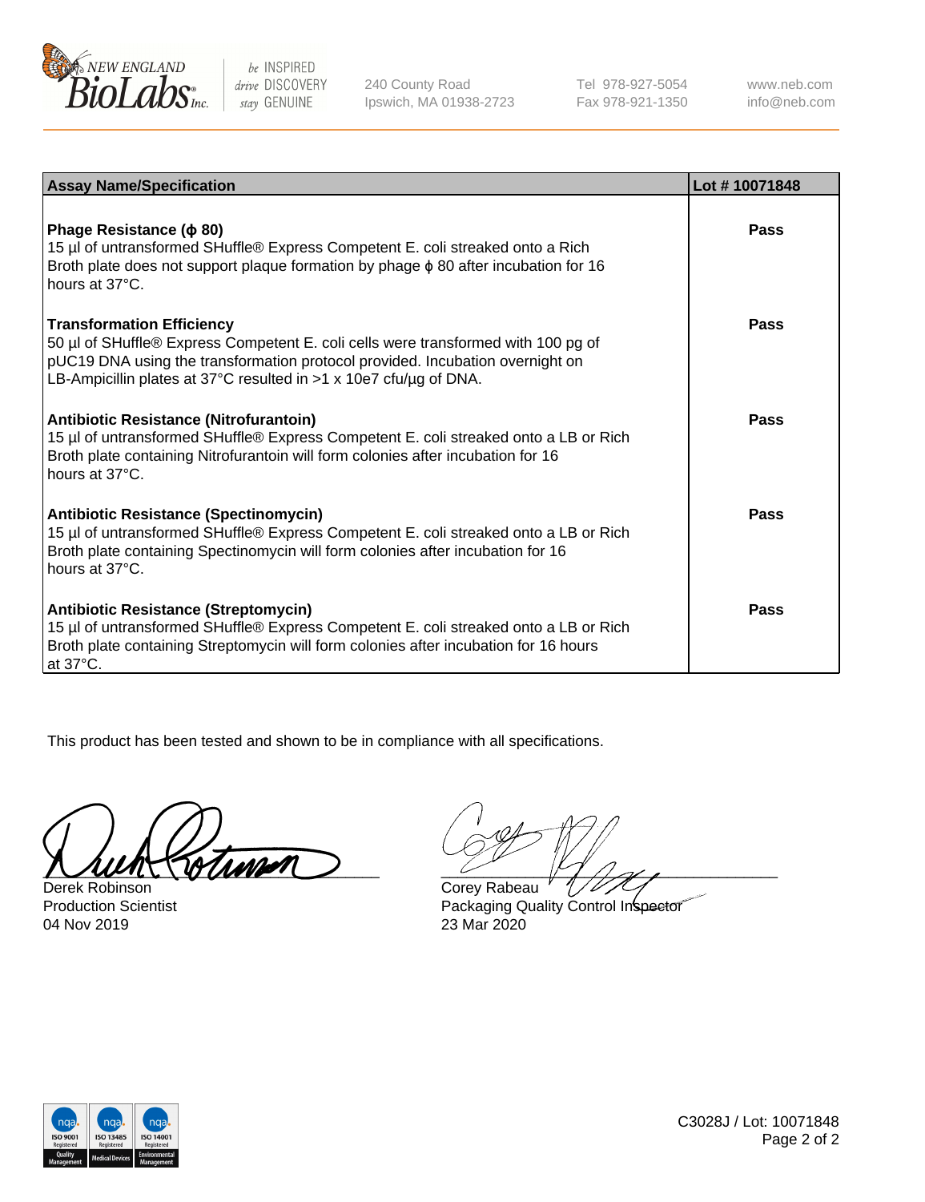| Assay Name/Specification | Lot # 10071848 |
|---|---|
| **Phage Resistance (ϕ 80)**<br>15 µl of untransformed SHuffle® Express Competent E. coli streaked onto a Rich Broth plate does not support plaque formation by phage ϕ 80 after incubation for 16 hours at 37°C. | **Pass** |
| **Transformation Efficiency**<br>50 µl of SHuffle® Express Competent E. coli cells were transformed with 100 pg of pUC19 DNA using the transformation protocol provided. Incubation overnight on LB-Ampicillin plates at 37°C resulted in >1 x 10e7 cfu/µg of DNA. | **Pass** |
| **Antibiotic Resistance (Nitrofurantoin)**<br>15 µl of untransformed SHuffle® Express Competent E. coli streaked onto a LB or Rich Broth plate containing Nitrofurantoin will form colonies after incubation for 16 hours at 37°C. | **Pass** |
| **Antibiotic Resistance (Spectinomycin)**<br>15 µl of untransformed SHuffle® Express Competent E. coli streaked onto a LB or Rich Broth plate containing Spectinomycin will form colonies after incubation for 16 hours at 37°C. | **Pass** |
| **Antibiotic Resistance (Streptomycin)**<br>15 µl of untransformed SHuffle® Express Competent E. coli streaked onto a LB or Rich Broth plate containing Streptomycin will form colonies after incubation for 16 hours at 37°C. | **Pass** |

This product has been tested and shown to be in compliance with all specifications.

Derek Robinson
Production Scientist
04 Nov 2019

Corey Rabeau
Packaging Quality Control Inspector
23 Mar 2020

C3028J / Lot: 10071848